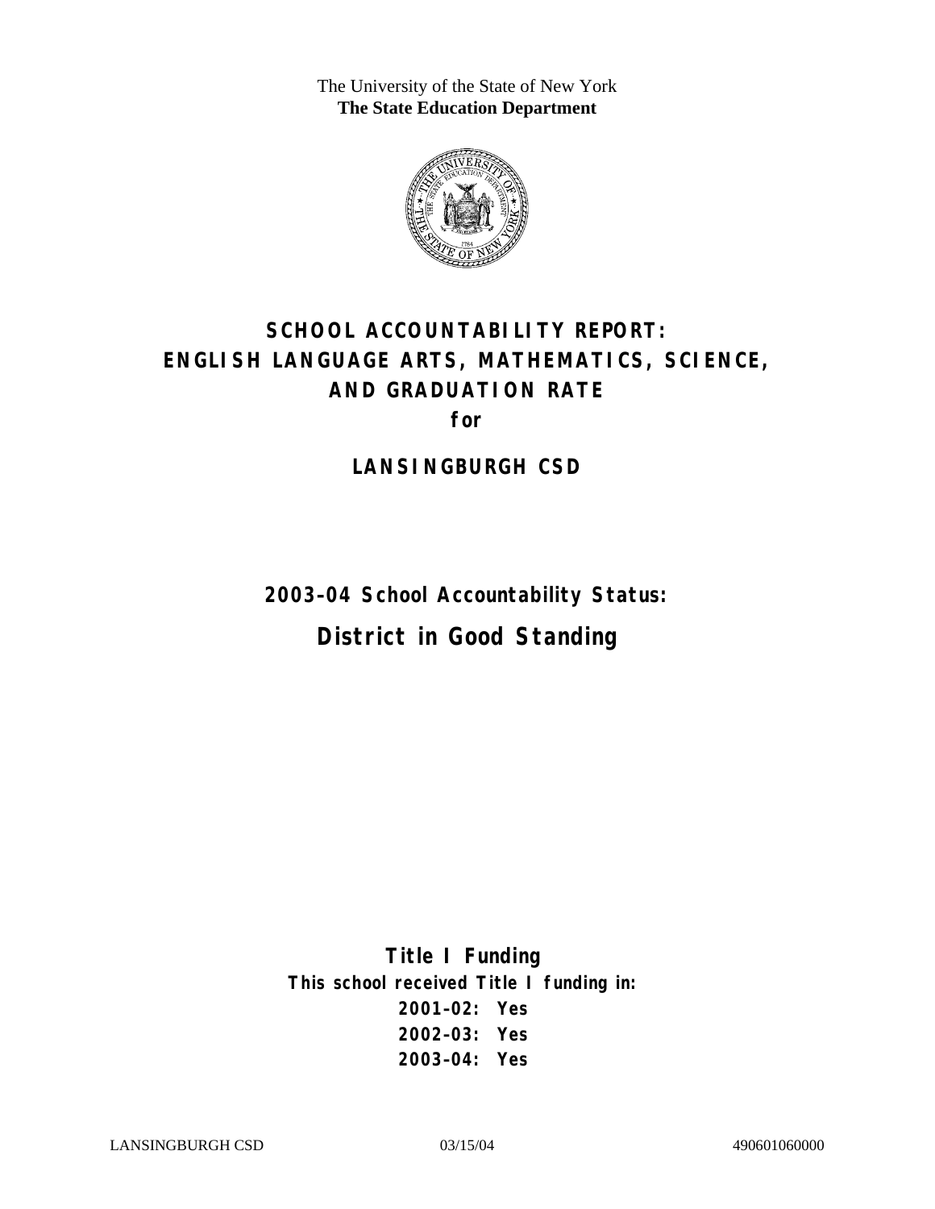The University of the State of New York
**The State Education Department**

# SCHOOL ACCOUNTABILITY REPORT: ENGLISH LANGUAGE ARTS, MATHEMATICS, SCIENCE, AND GRADUATION RATE

**for**

## LANSINGBURGH CSD

**2003–04 School Accountability Status:**

## District in Good Standing

**Title I Funding**

**This school received Title I funding in:**

**2001–02: Yes**

**2002–03: Yes**

**2003–04: Yes**

LANSINGBURGH CSD 03/15/04 490601060000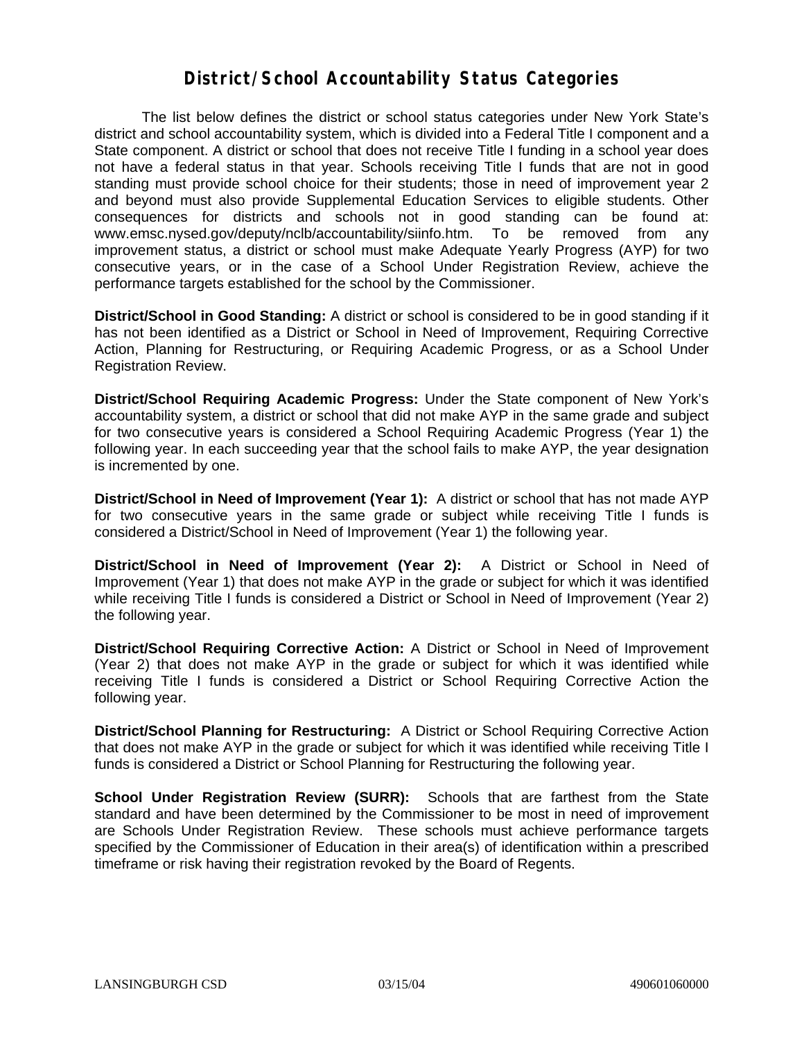# District/School Accountability Status Categories

The list below defines the district or school status categories under New York State's district and school accountability system, which is divided into a Federal Title I component and a State component. A district or school that does not receive Title I funding in a school year does not have a federal status in that year. Schools receiving Title I funds that are not in good standing must provide school choice for their students; those in need of improvement year 2 and beyond must also provide Supplemental Education Services to eligible students. Other consequences for districts and schools not in good standing can be found at: www.emsc.nysed.gov/deputy/nclb/accountability/siinfo.htm. To be removed from any improvement status, a district or school must make Adequate Yearly Progress (AYP) for two consecutive years, or in the case of a School Under Registration Review, achieve the performance targets established for the school by the Commissioner.

**District/School in Good Standing:** A district or school is considered to be in good standing if it has not been identified as a District or School in Need of Improvement, Requiring Corrective Action, Planning for Restructuring, or Requiring Academic Progress, or as a School Under Registration Review.

**District/School Requiring Academic Progress:** Under the State component of New York's accountability system, a district or school that did not make AYP in the same grade and subject for two consecutive years is considered a School Requiring Academic Progress (Year 1) the following year. In each succeeding year that the school fails to make AYP, the year designation is incremented by one.

**District/School in Need of Improvement (Year 1):** A district or school that has not made AYP for two consecutive years in the same grade or subject while receiving Title I funds is considered a District/School in Need of Improvement (Year 1) the following year.

**District/School in Need of Improvement (Year 2):** A District or School in Need of Improvement (Year 1) that does not make AYP in the grade or subject for which it was identified while receiving Title I funds is considered a District or School in Need of Improvement (Year 2) the following year.

**District/School Requiring Corrective Action:** A District or School in Need of Improvement (Year 2) that does not make AYP in the grade or subject for which it was identified while receiving Title I funds is considered a District or School Requiring Corrective Action the following year.

**District/School Planning for Restructuring:** A District or School Requiring Corrective Action that does not make AYP in the grade or subject for which it was identified while receiving Title I funds is considered a District or School Planning for Restructuring the following year.

**School Under Registration Review (SURR):** Schools that are farthest from the State standard and have been determined by the Commissioner to be most in need of improvement are Schools Under Registration Review. These schools must achieve performance targets specified by the Commissioner of Education in their area(s) of identification within a prescribed timeframe or risk having their registration revoked by the Board of Regents.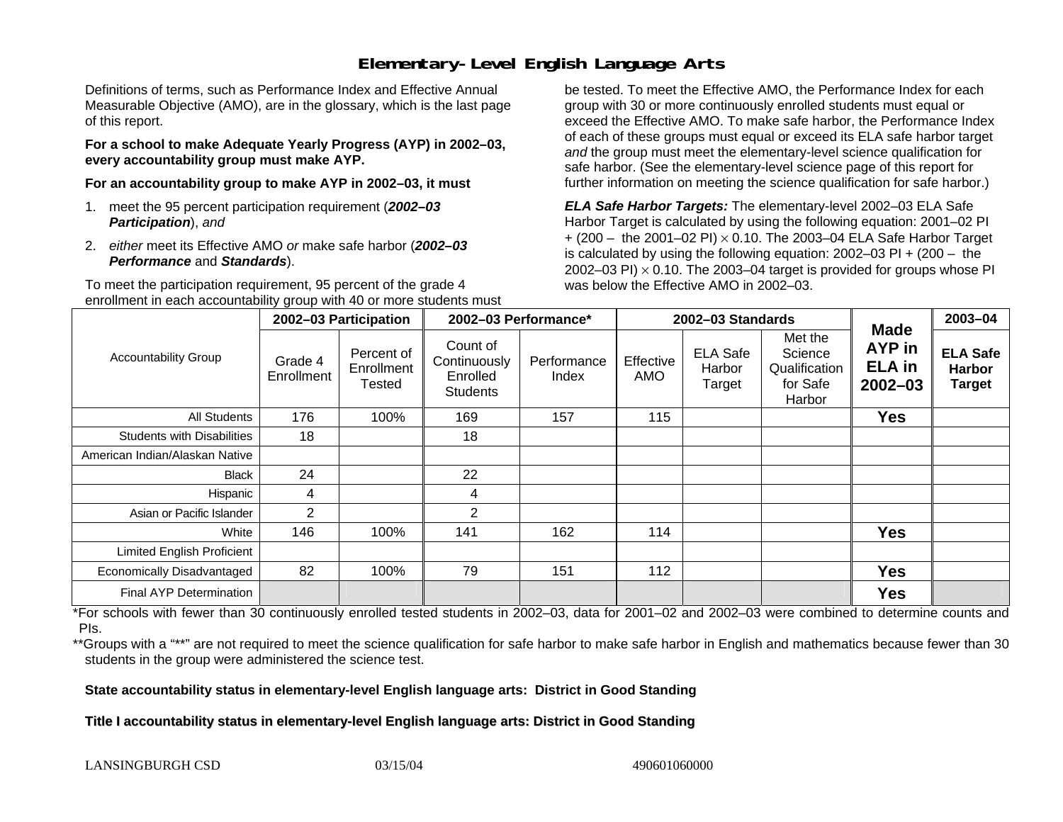# Elementary-Level English Language Arts

Definitions of terms, such as Performance Index and Effective Annual Measurable Objective (AMO), are in the glossary, which is the last page of this report.

**For a school to make Adequate Yearly Progress (AYP) in 2002–03, every accountability group must make AYP.**

**For an accountability group to make AYP in 2002–03, it must**

1. meet the 95 percent participation requirement (***2002–03 Participation***), *and*
2. *either* meet its Effective AMO *or* make safe harbor (***2002–03 Performance*** and ***Standards***).

To meet the participation requirement, 95 percent of the grade 4 enrollment in each accountability group with 40 or more students must be tested. To meet the Effective AMO, the Performance Index for each group with 30 or more continuously enrolled students must equal or exceed the Effective AMO. To make safe harbor, the Performance Index of each of these groups must equal or exceed its ELA safe harbor target *and* the group must meet the elementary-level science qualification for safe harbor. (See the elementary-level science page of this report for further information on meeting the science qualification for safe harbor.)

***ELA Safe Harbor Targets:*** The elementary-level 2002–03 ELA Safe Harbor Target is calculated by using the following equation: 2001–02 PI + (200 – the 2001–02 PI) $\times$ 0.10. The 2003–04 ELA Safe Harbor Target is calculated by using the following equation: 2002–03 PI + (200 – the 2002–03 PI) $\times$ 0.10. The 2003–04 target is provided for groups whose PI was below the Effective AMO in 2002–03.

| Accountability Group | 2002–03 Participation | | 2002–03 Performance* | | 2002–03 Standards | | | Made AYP in ELA in 2002–03 | 2003–04 |
|---|---|---|---|---|---|---|---|---|---|
| | Grade 4 Enrollment | Percent of Enrollment Tested | Count of Continuously Enrolled Students | Performance Index | Effective AMO | ELA Safe Harbor Target | Met the Science Qualification for Safe Harbor | | ELA Safe Harbor Target |
| All Students | 176 | 100% | 169 | 157 | 115 | | | **Yes** | |
| Students with Disabilities | 18 | | 18 | | | | | | |
| American Indian/Alaskan Native | | | | | | | | | |
| Black | 24 | | 22 | | | | | | |
| Hispanic | 4 | | 4 | | | | | | |
| Asian or Pacific Islander | 2 | | 2 | | | | | | |
| White | 146 | 100% | 141 | 162 | 114 | | | **Yes** | |
| Limited English Proficient | | | | | | | | | |
| Economically Disadvantaged | 82 | 100% | 79 | 151 | 112 | | | **Yes** | |
| Final AYP Determination | | | | | | | | **Yes** | |

*For schools with fewer than 30 continuously enrolled tested students in 2002–03, data for 2001–02 and 2002–03 were combined to determine counts and PIs.

**Groups with a "**" are not required to meet the science qualification for safe harbor to make safe harbor in English and mathematics because fewer than 30 students in the group were administered the science test.

**State accountability status in elementary-level English language arts: District in Good Standing**

**Title I accountability status in elementary-level English language arts: District in Good Standing**

LANSINGBURGH CSD 03/15/04 490601060000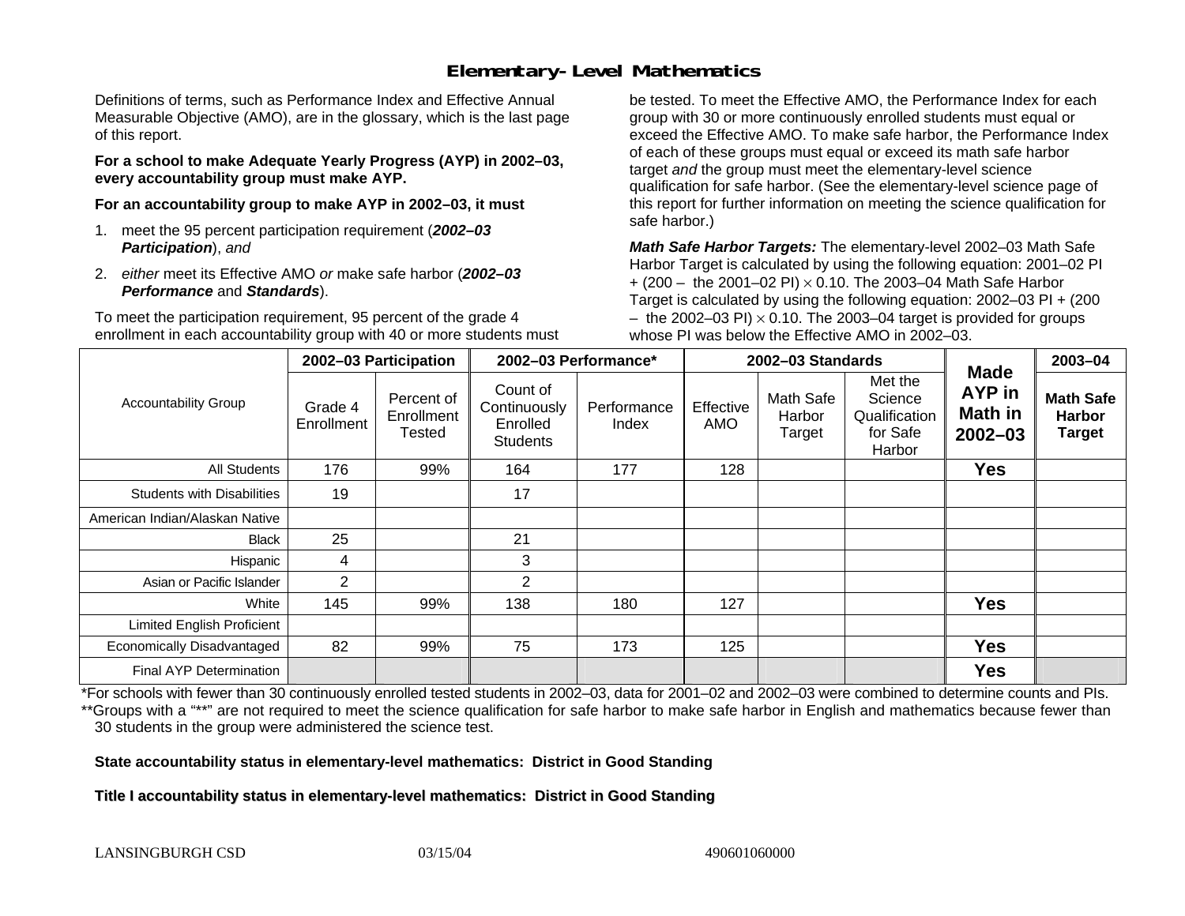# Elementary-Level Mathematics

Definitions of terms, such as Performance Index and Effective Annual Measurable Objective (AMO), are in the glossary, which is the last page of this report.

**For a school to make Adequate Yearly Progress (AYP) in 2002–03, every accountability group must make AYP.**

**For an accountability group to make AYP in 2002–03, it must**

1. meet the 95 percent participation requirement (***2002–03 Participation***), *and*
2. *either* meet its Effective AMO *or* make safe harbor (***2002–03 Performance*** and ***Standards***).

To meet the participation requirement, 95 percent of the grade 4 enrollment in each accountability group with 40 or more students must be tested. To meet the Effective AMO, the Performance Index for each group with 30 or more continuously enrolled students must equal or exceed the Effective AMO. To make safe harbor, the Performance Index of each of these groups must equal or exceed its math safe harbor target *and* the group must meet the elementary-level science qualification for safe harbor. (See the elementary-level science page of this report for further information on meeting the science qualification for safe harbor.)

***Math Safe Harbor Targets:*** The elementary-level 2002–03 Math Safe Harbor Target is calculated by using the following equation: 2001–02 PI + (200 – the 2001–02 PI) $\times$ 0.10. The 2003–04 Math Safe Harbor Target is calculated by using the following equation: 2002–03 PI + (200 – the 2002–03 PI) $\times$ 0.10. The 2003–04 target is provided for groups whose PI was below the Effective AMO in 2002–03.

| Accountability Group | 2002–03 Participation | | 2002–03 Performance* | | 2002–03 Standards | | | Made AYP in Math in 2002–03 | 2003–04 |
|---|---|---|---|---|---|---|---|---|---|
| | Grade 4 Enrollment | Percent of Enrollment Tested | Count of Continuously Enrolled Students | Performance Index | Effective AMO | Math Safe Harbor Target | Met the Science Qualification for Safe Harbor | | **Math Safe Harbor Target** |
| All Students | 176 | 99% | 164 | 177 | 128 | | | **Yes** | |
| Students with Disabilities | 19 | | 17 | | | | | | |
| American Indian/Alaskan Native | | | | | | | | | |
| Black | 25 | | 21 | | | | | | |
| Hispanic | 4 | | 3 | | | | | | |
| Asian or Pacific Islander | 2 | | 2 | | | | | | |
| White | 145 | 99% | 138 | 180 | 127 | | | **Yes** | |
| Limited English Proficient | | | | | | | | | |
| Economically Disadvantaged | 82 | 99% | 75 | 173 | 125 | | | **Yes** | |
| Final AYP Determination | | | | | | | | **Yes** | |

*For schools with fewer than 30 continuously enrolled tested students in 2002–03, data for 2001–02 and 2002–03 were combined to determine counts and PIs.

**Groups with a "**" are not required to meet the science qualification for safe harbor to make safe harbor in English and mathematics because fewer than 30 students in the group were administered the science test.

**State accountability status in elementary-level mathematics: District in Good Standing**

**Title I accountability status in elementary-level mathematics: District in Good Standing**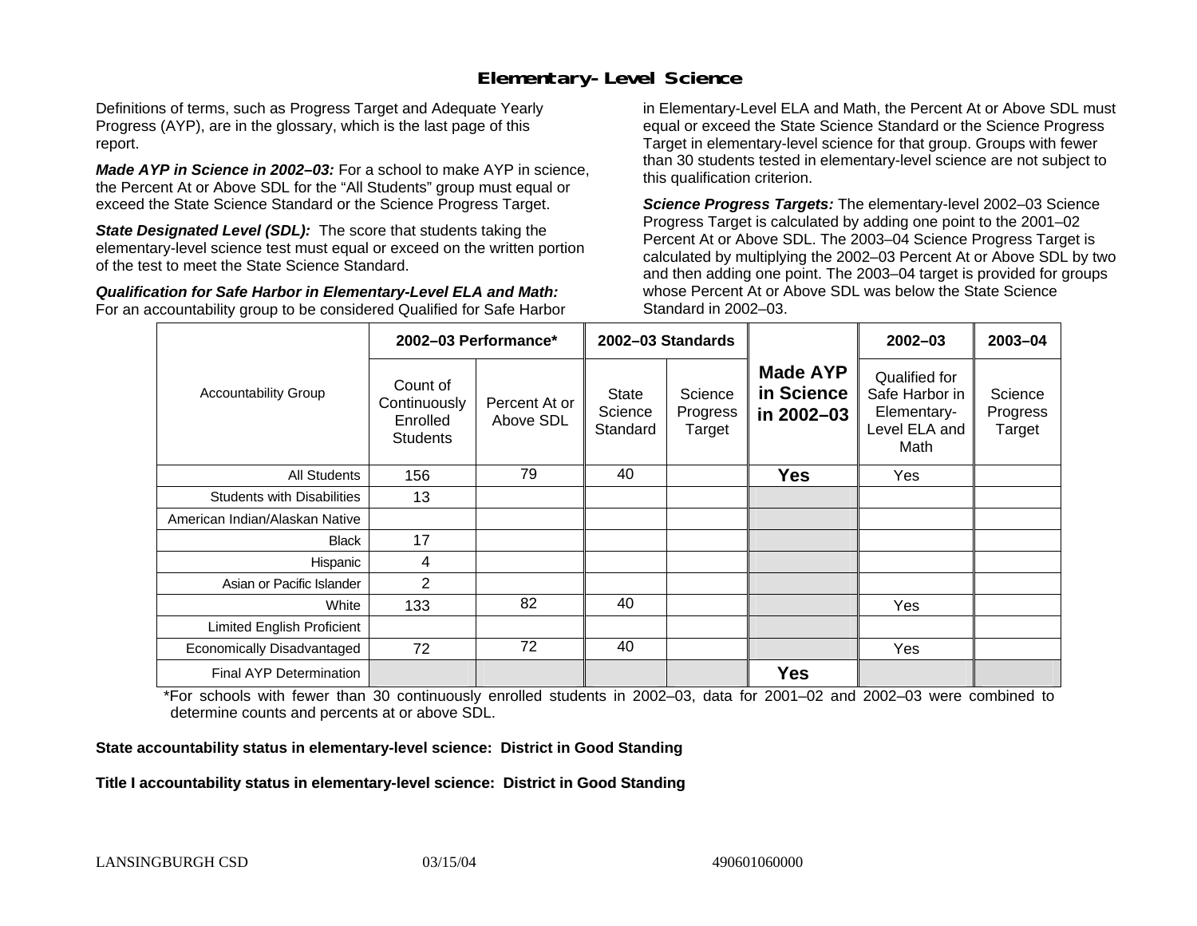# Elementary-Level Science

Definitions of terms, such as Progress Target and Adequate Yearly Progress (AYP), are in the glossary, which is the last page of this report.

***Made AYP in Science in 2002–03:*** For a school to make AYP in science, the Percent At or Above SDL for the "All Students" group must equal or exceed the State Science Standard or the Science Progress Target.

***State Designated Level (SDL):*** The score that students taking the elementary-level science test must equal or exceed on the written portion of the test to meet the State Science Standard.

***Qualification for Safe Harbor in Elementary-Level ELA and Math:*** For an accountability group to be considered Qualified for Safe Harbor in Elementary-Level ELA and Math, the Percent At or Above SDL must equal or exceed the State Science Standard or the Science Progress Target in elementary-level science for that group. Groups with fewer than 30 students tested in elementary-level science are not subject to this qualification criterion.

***Science Progress Targets:*** The elementary-level 2002–03 Science Progress Target is calculated by adding one point to the 2001–02 Percent At or Above SDL. The 2003–04 Science Progress Target is calculated by multiplying the 2002–03 Percent At or Above SDL by two and then adding one point. The 2003–04 target is provided for groups whose Percent At or Above SDL was below the State Science Standard in 2002–03.

| Accountability Group | 2002–03 Performance* | | 2002–03 Standards | | Made AYP in Science in 2002–03 | 2002–03 | 2003–04 |
|---|---|---|---|---|---|---|---|
| | Count of Continuously Enrolled Students | Percent At or Above SDL | State Science Standard | Science Progress Target | | Qualified for Safe Harbor in Elementary-Level ELA and Math | Science Progress Target |
| All Students | 156 | 79 | 40 | | **Yes** | Yes | |
| Students with Disabilities | 13 | | | | | | |
| American Indian/Alaskan Native | | | | | | | |
| Black | 17 | | | | | | |
| Hispanic | 4 | | | | | | |
| Asian or Pacific Islander | 2 | | | | | | |
| White | 133 | 82 | 40 | | | Yes | |
| Limited English Proficient | | | | | | | |
| Economically Disadvantaged | 72 | 72 | 40 | | | Yes | |
| Final AYP Determination | | | | | **Yes** | | |

*For schools with fewer than 30 continuously enrolled students in 2002–03, data for 2001–02 and 2002–03 were combined to determine counts and percents at or above SDL.

**State accountability status in elementary-level science: District in Good Standing**

**Title I accountability status in elementary-level science: District in Good Standing**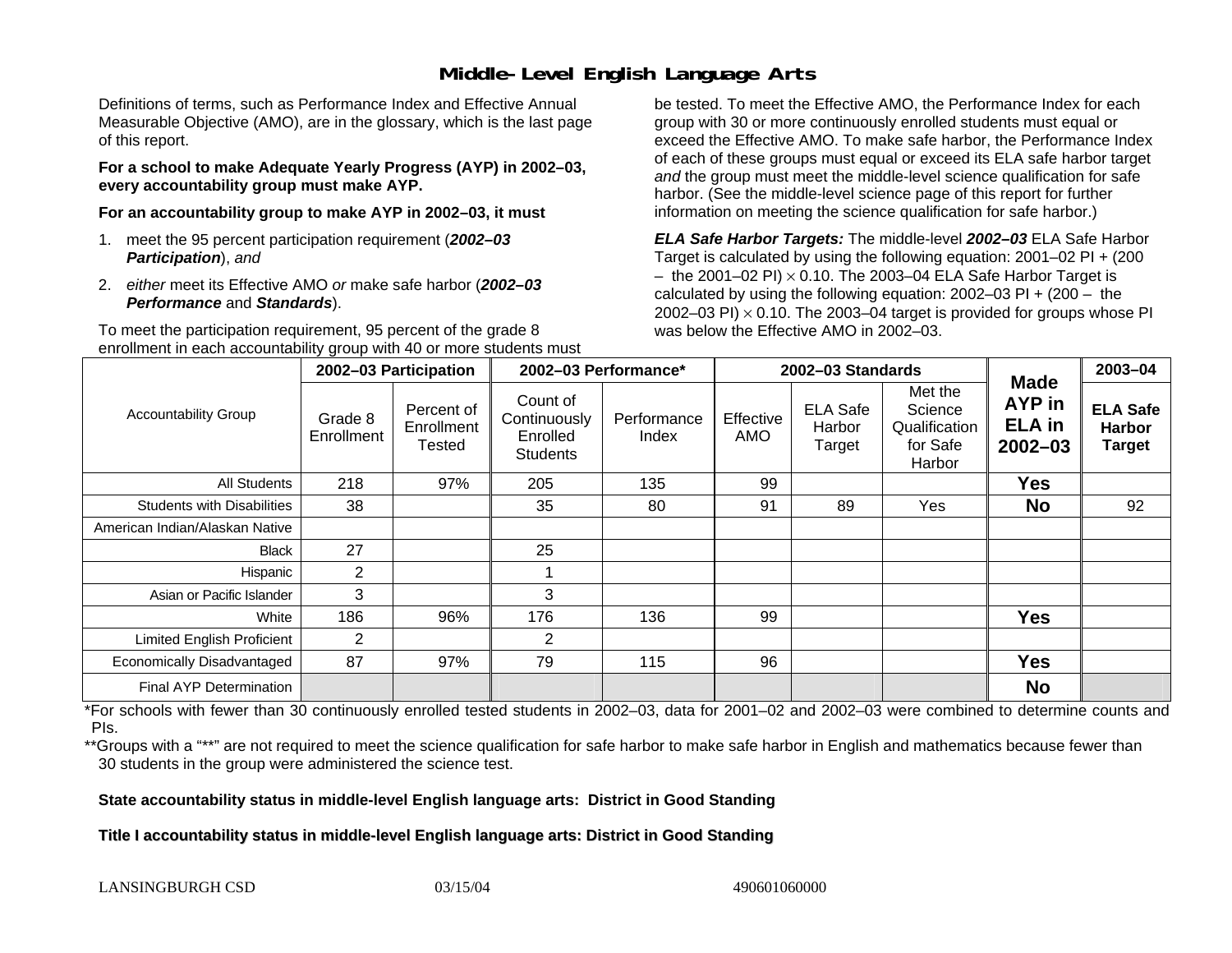# Middle-Level English Language Arts

Definitions of terms, such as Performance Index and Effective Annual Measurable Objective (AMO), are in the glossary, which is the last page of this report.

**For a school to make Adequate Yearly Progress (AYP) in 2002–03, every accountability group must make AYP.**

**For an accountability group to make AYP in 2002–03, it must**

1. meet the 95 percent participation requirement (***2002–03 Participation***), *and*
2. *either* meet its Effective AMO *or* make safe harbor (***2002–03 Performance*** and ***Standards***).

To meet the participation requirement, 95 percent of the grade 8 enrollment in each accountability group with 40 or more students must be tested. To meet the Effective AMO, the Performance Index for each group with 30 or more continuously enrolled students must equal or exceed the Effective AMO. To make safe harbor, the Performance Index of each of these groups must equal or exceed its ELA safe harbor target *and* the group must meet the middle-level science qualification for safe harbor. (See the middle-level science page of this report for further information on meeting the science qualification for safe harbor.)

***ELA Safe Harbor Targets:*** The middle-level ***2002–03*** ELA Safe Harbor Target is calculated by using the following equation: 2001–02 PI + (200 – the 2001–02 PI) $\times$ 0.10. The 2003–04 ELA Safe Harbor Target is calculated by using the following equation: 2002–03 PI + (200 – the 2002–03 PI) $\times$ 0.10. The 2003–04 target is provided for groups whose PI was below the Effective AMO in 2002–03.

| Accountability Group | 2002–03 Participation | | 2002–03 Performance* | | 2002–03 Standards | | | Made AYP in ELA in 2002–03 | 2003–04 |
|---|---|---|---|---|---|---|---|---|---|
| | Grade 8 Enrollment | Percent of Enrollment Tested | Count of Continuously Enrolled Students | Performance Index | Effective AMO | ELA Safe Harbor Target | Met the Science Qualification for Safe Harbor | | ELA Safe Harbor Target |
| All Students | 218 | 97% | 205 | 135 | 99 | | | **Yes** | |
| Students with Disabilities | 38 | | 35 | 80 | 91 | 89 | Yes | **No** | 92 |
| American Indian/Alaskan Native | | | | | | | | | |
| Black | 27 | | 25 | | | | | | |
| Hispanic | 2 | | 1 | | | | | | |
| Asian or Pacific Islander | 3 | | 3 | | | | | | |
| White | 186 | 96% | 176 | 136 | 99 | | | **Yes** | |
| Limited English Proficient | 2 | | 2 | | | | | | |
| Economically Disadvantaged | 87 | 97% | 79 | 115 | 96 | | | **Yes** | |
| Final AYP Determination | | | | | | | | **No** | |

*For schools with fewer than 30 continuously enrolled tested students in 2002–03, data for 2001–02 and 2002–03 were combined to determine counts and PIs.

**Groups with a "**" are not required to meet the science qualification for safe harbor to make safe harbor in English and mathematics because fewer than 30 students in the group were administered the science test.

**State accountability status in middle-level English language arts: District in Good Standing**

**Title I accountability status in middle-level English language arts: District in Good Standing**

LANSINGBURGH CSD 03/15/04 490601060000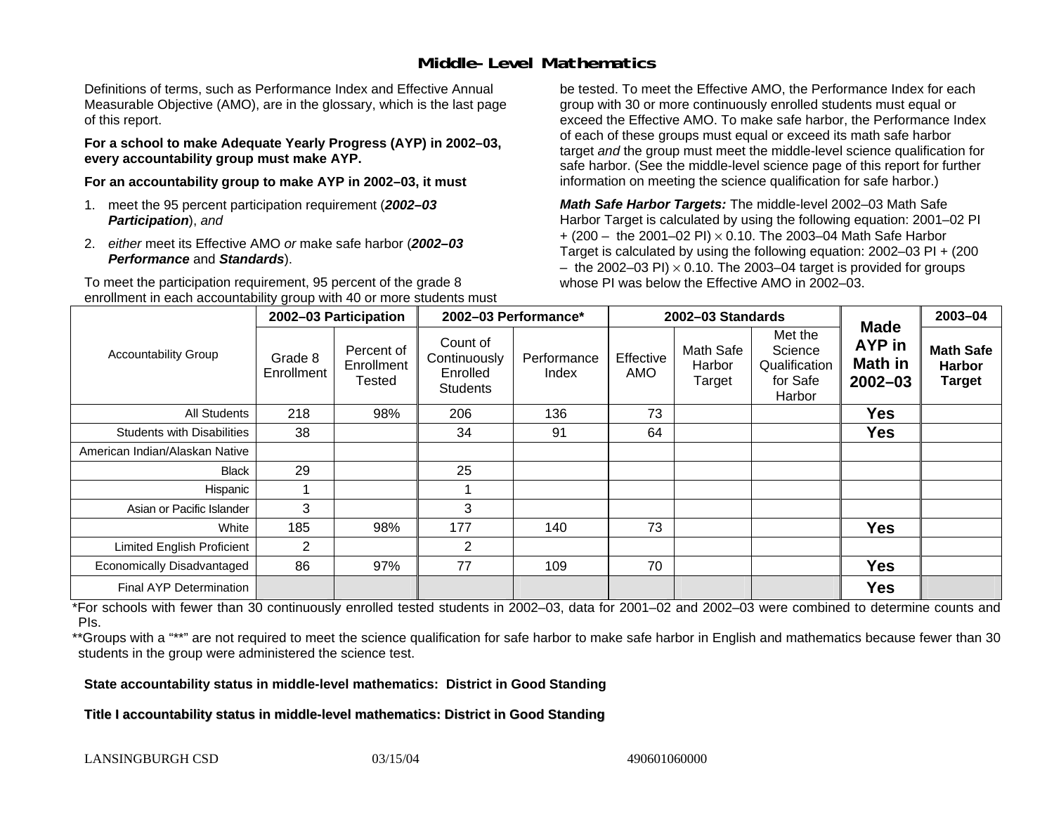# Middle-Level Mathematics

Definitions of terms, such as Performance Index and Effective Annual Measurable Objective (AMO), are in the glossary, which is the last page of this report.

**For a school to make Adequate Yearly Progress (AYP) in 2002–03, every accountability group must make AYP.**

**For an accountability group to make AYP in 2002–03, it must**

1. meet the 95 percent participation requirement (***2002–03 Participation***), *and*
2. *either* meet its Effective AMO *or* make safe harbor (***2002–03 Performance*** and ***Standards***).

To meet the participation requirement, 95 percent of the grade 8 enrollment in each accountability group with 40 or more students must be tested. To meet the Effective AMO, the Performance Index for each group with 30 or more continuously enrolled students must equal or exceed the Effective AMO. To make safe harbor, the Performance Index of each of these groups must equal or exceed its math safe harbor target *and* the group must meet the middle-level science qualification for safe harbor. (See the middle-level science page of this report for further information on meeting the science qualification for safe harbor.)

***Math Safe Harbor Targets:*** The middle-level 2002–03 Math Safe Harbor Target is calculated by using the following equation: 2001–02 PI + (200 – the 2001–02 PI) $\times$ 0.10. The 2003–04 Math Safe Harbor Target is calculated by using the following equation: 2002–03 PI + (200 – the 2002–03 PI) $\times$ 0.10. The 2003–04 target is provided for groups whose PI was below the Effective AMO in 2002–03.

| Accountability Group | 2002–03 Participation | | 2002–03 Performance* | | 2002–03 Standards | | | Made AYP in Math in 2002–03 | 2003–04 |
|---|---|---|---|---|---|---|---|---|---|
| | Grade 8 Enrollment | Percent of Enrollment Tested | Count of Continuously Enrolled Students | Performance Index | Effective AMO | Math Safe Harbor Target | Met the Science Qualification for Safe Harbor | | Math Safe Harbor Target |
| All Students | 218 | 98% | 206 | 136 | 73 | | | Yes | |
| Students with Disabilities | 38 | | 34 | 91 | 64 | | | Yes | |
| American Indian/Alaskan Native | | | | | | | | | |
| Black | 29 | | 25 | | | | | | |
| Hispanic | 1 | | 1 | | | | | | |
| Asian or Pacific Islander | 3 | | 3 | | | | | | |
| White | 185 | 98% | 177 | 140 | 73 | | | Yes | |
| Limited English Proficient | 2 | | 2 | | | | | | |
| Economically Disadvantaged | 86 | 97% | 77 | 109 | 70 | | | Yes | |
| Final AYP Determination | | | | | | | | Yes | |

*For schools with fewer than 30 continuously enrolled tested students in 2002–03, data for 2001–02 and 2002–03 were combined to determine counts and PIs.

**Groups with a "**" are not required to meet the science qualification for safe harbor to make safe harbor in English and mathematics because fewer than 30 students in the group were administered the science test.

**State accountability status in middle-level mathematics: District in Good Standing**

**Title I accountability status in middle-level mathematics: District in Good Standing**

LANSINGBURGH CSD 03/15/04 490601060000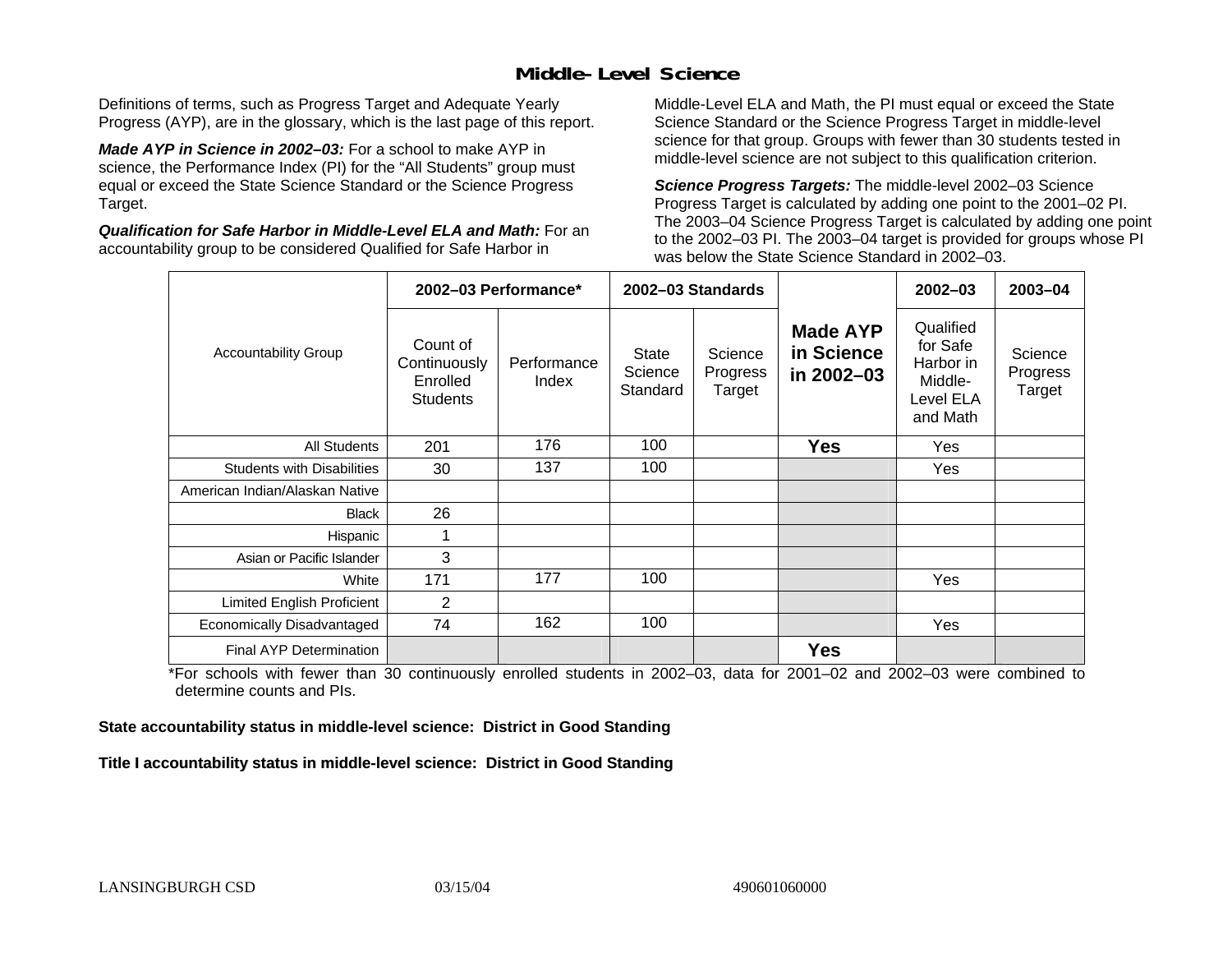## Middle-Level Science

Definitions of terms, such as Progress Target and Adequate Yearly Progress (AYP), are in the glossary, which is the last page of this report.

***Made AYP in Science in 2002–03:*** For a school to make AYP in science, the Performance Index (PI) for the "All Students" group must equal or exceed the State Science Standard or the Science Progress Target.

***Qualification for Safe Harbor in Middle-Level ELA and Math:*** For an accountability group to be considered Qualified for Safe Harbor in Middle-Level ELA and Math, the PI must equal or exceed the State Science Standard or the Science Progress Target in middle-level science for that group. Groups with fewer than 30 students tested in middle-level science are not subject to this qualification criterion.

***Science Progress Targets:*** The middle-level 2002–03 Science Progress Target is calculated by adding one point to the 2001–02 PI. The 2003–04 Science Progress Target is calculated by adding one point to the 2002–03 PI. The 2003–04 target is provided for groups whose PI was below the State Science Standard in 2002–03.

| Accountability Group | 2002–03 Performance* | | 2002–03 Standards | | Made AYP in Science in 2002–03 | 2002–03 | 2003–04 |
|---|---|---|---|---|---|---|---|
| | Count of Continuously Enrolled Students | Performance Index | State Science Standard | Science Progress Target | | Qualified for Safe Harbor in Middle-Level ELA and Math | Science Progress Target |
| All Students | 201 | 176 | 100 | | **Yes** | Yes | |
| Students with Disabilities | 30 | 137 | 100 | | | Yes | |
| American Indian/Alaskan Native | | | | | | | |
| Black | 26 | | | | | | |
| Hispanic | 1 | | | | | | |
| Asian or Pacific Islander | 3 | | | | | | |
| White | 171 | 177 | 100 | | | Yes | |
| Limited English Proficient | 2 | | | | | | |
| Economically Disadvantaged | 74 | 162 | 100 | | | Yes | |
| Final AYP Determination | | | | | **Yes** | | |

*For schools with fewer than 30 continuously enrolled students in 2002–03, data for 2001–02 and 2002–03 were combined to determine counts and PIs.

**State accountability status in middle-level science: District in Good Standing**

**Title I accountability status in middle-level science: District in Good Standing**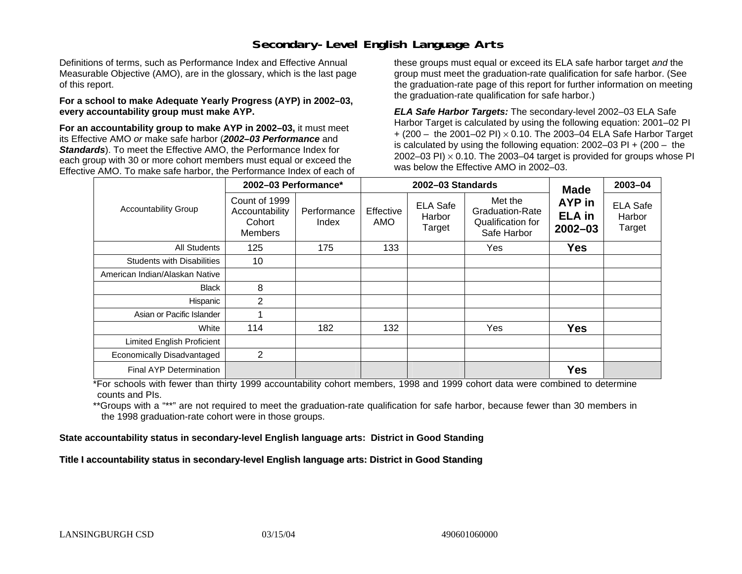# Secondary-Level English Language Arts

Definitions of terms, such as Performance Index and Effective Annual Measurable Objective (AMO), are in the glossary, which is the last page of this report.

**For a school to make Adequate Yearly Progress (AYP) in 2002–03, every accountability group must make AYP.**

**For an accountability group to make AYP in 2002–03,** it must meet its Effective AMO *or* make safe harbor (***2002–03 Performance*** and ***Standards***). To meet the Effective AMO, the Performance Index for each group with 30 or more cohort members must equal or exceed the Effective AMO. To make safe harbor, the Performance Index of each of these groups must equal or exceed its ELA safe harbor target *and* the group must meet the graduation-rate qualification for safe harbor. (See the graduation-rate page of this report for further information on meeting the graduation-rate qualification for safe harbor.)

***ELA Safe Harbor Targets:*** The secondary-level 2002–03 ELA Safe Harbor Target is calculated by using the following equation: 2001–02 PI + (200 – the 2001–02 PI) × 0.10. The 2003–04 ELA Safe Harbor Target is calculated by using the following equation: 2002–03 PI + (200 – the 2002–03 PI) × 0.10. The 2003–04 target is provided for groups whose PI was below the Effective AMO in 2002–03.

| Accountability Group | 2002–03 Performance* | | 2002–03 Standards | | | Made AYP in ELA in 2002–03 | 2003–04 |
|---|---|---|---|---|---|---|---|
| | Count of 1999 Accountability Cohort Members | Performance Index | Effective AMO | ELA Safe Harbor Target | Met the Graduation-Rate Qualification for Safe Harbor | | ELA Safe Harbor Target |
| All Students | 125 | 175 | 133 | | Yes | **Yes** | |
| Students with Disabilities | 10 | | | | | | |
| American Indian/Alaskan Native | | | | | | | |
| Black | 8 | | | | | | |
| Hispanic | 2 | | | | | | |
| Asian or Pacific Islander | 1 | | | | | | |
| White | 114 | 182 | 132 | | Yes | **Yes** | |
| Limited English Proficient | | | | | | | |
| Economically Disadvantaged | 2 | | | | | | |
| Final AYP Determination | | | | | | **Yes** | |

*For schools with fewer than thirty 1999 accountability cohort members, 1998 and 1999 cohort data were combined to determine counts and PIs.

**Groups with a "**" are not required to meet the graduation-rate qualification for safe harbor, because fewer than 30 members in the 1998 graduation-rate cohort were in those groups.

**State accountability status in secondary-level English language arts: District in Good Standing**

**Title I accountability status in secondary-level English language arts: District in Good Standing**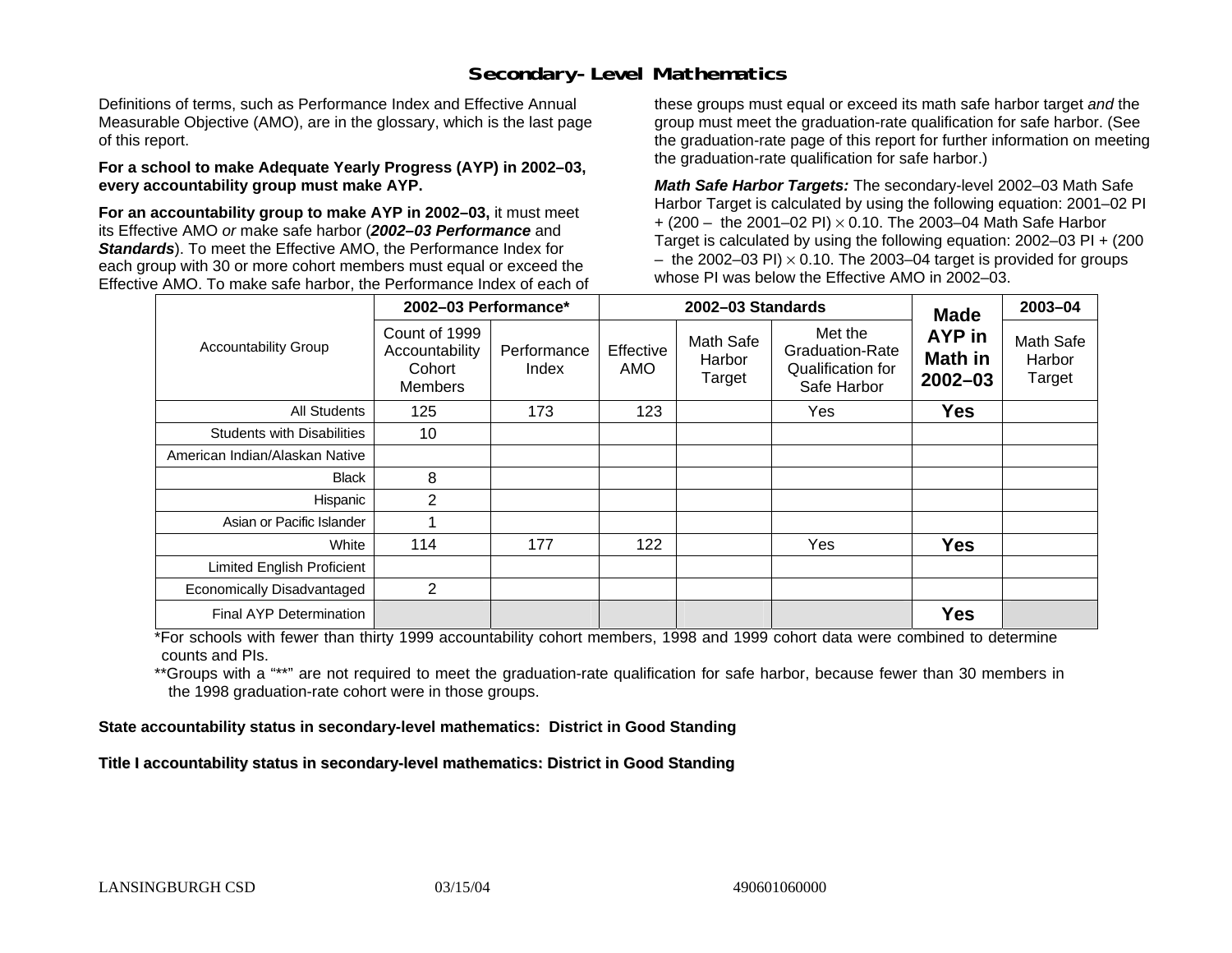# Secondary-Level Mathematics

Definitions of terms, such as Performance Index and Effective Annual Measurable Objective (AMO), are in the glossary, which is the last page of this report.

**For a school to make Adequate Yearly Progress (AYP) in 2002–03, every accountability group must make AYP.**

**For an accountability group to make AYP in 2002–03,** it must meet its Effective AMO *or* make safe harbor (***2002–03 Performance*** and ***Standards***). To meet the Effective AMO, the Performance Index for each group with 30 or more cohort members must equal or exceed the Effective AMO. To make safe harbor, the Performance Index of each of these groups must equal or exceed its math safe harbor target *and* the group must meet the graduation-rate qualification for safe harbor. (See the graduation-rate page of this report for further information on meeting the graduation-rate qualification for safe harbor.)

***Math Safe Harbor Targets:*** The secondary-level 2002–03 Math Safe Harbor Target is calculated by using the following equation: 2001–02 PI + (200 – the 2001–02 PI) $\times$ 0.10. The 2003–04 Math Safe Harbor Target is calculated by using the following equation: 2002–03 PI + (200 – the 2002–03 PI) $\times$ 0.10. The 2003–04 target is provided for groups whose PI was below the Effective AMO in 2002–03.

| Accountability Group | 2002–03 Performance* | | 2002–03 Standards | | | Made AYP in Math in 2002–03 | 2003–04 |
|---|---|---|---|---|---|---|---|
| | Count of 1999 Accountability Cohort Members | Performance Index | Effective AMO | Math Safe Harbor Target | Met the Graduation-Rate Qualification for Safe Harbor | | Math Safe Harbor Target |
| All Students | 125 | 173 | 123 | | Yes | **Yes** | |
| Students with Disabilities | 10 | | | | | | |
| American Indian/Alaskan Native | | | | | | | |
| Black | 8 | | | | | | |
| Hispanic | 2 | | | | | | |
| Asian or Pacific Islander | 1 | | | | | | |
| White | 114 | 177 | 122 | | Yes | **Yes** | |
| Limited English Proficient | | | | | | | |
| Economically Disadvantaged | 2 | | | | | | |
| Final AYP Determination | | | | | | **Yes** | |

*For schools with fewer than thirty 1999 accountability cohort members, 1998 and 1999 cohort data were combined to determine counts and PIs.

**Groups with a "**" are not required to meet the graduation-rate qualification for safe harbor, because fewer than 30 members in the 1998 graduation-rate cohort were in those groups.

**State accountability status in secondary-level mathematics: District in Good Standing**

**Title I accountability status in secondary-level mathematics: District in Good Standing**

LANSINGBURGH CSD 03/15/04 490601060000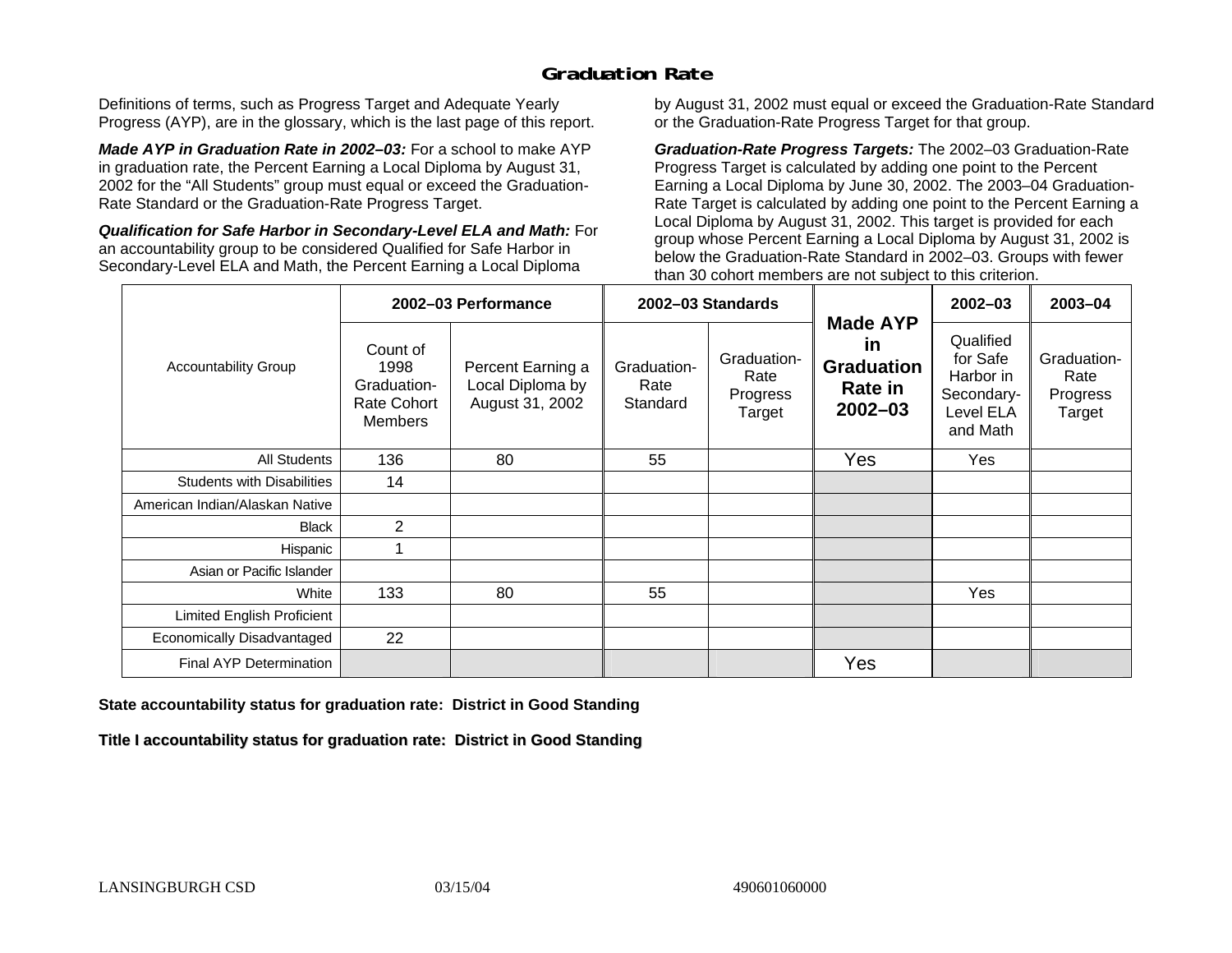# Graduation Rate

Definitions of terms, such as Progress Target and Adequate Yearly Progress (AYP), are in the glossary, which is the last page of this report.

***Made AYP in Graduation Rate in 2002–03:*** For a school to make AYP in graduation rate, the Percent Earning a Local Diploma by August 31, 2002 for the "All Students" group must equal or exceed the Graduation-Rate Standard or the Graduation-Rate Progress Target.

***Qualification for Safe Harbor in Secondary-Level ELA and Math:*** For an accountability group to be considered Qualified for Safe Harbor in Secondary-Level ELA and Math, the Percent Earning a Local Diploma by August 31, 2002 must equal or exceed the Graduation-Rate Standard or the Graduation-Rate Progress Target for that group.

***Graduation-Rate Progress Targets:*** The 2002–03 Graduation-Rate Progress Target is calculated by adding one point to the Percent Earning a Local Diploma by June 30, 2002. The 2003–04 Graduation-Rate Target is calculated by adding one point to the Percent Earning a Local Diploma by August 31, 2002. This target is provided for each group whose Percent Earning a Local Diploma by August 31, 2002 is below the Graduation-Rate Standard in 2002–03. Groups with fewer than 30 cohort members are not subject to this criterion.

| Accountability Group | 2002–03 Performance | | 2002–03 Standards | | Made AYP in Graduation Rate in 2002–03 | 2002–03 | 2003–04 |
|---|---|---|---|---|---|---|---|
| | Count of 1998 Graduation-Rate Cohort Members | Percent Earning a Local Diploma by August 31, 2002 | Graduation-Rate Standard | Graduation-Rate Progress Target | | Qualified for Safe Harbor in Secondary-Level ELA and Math | Graduation-Rate Progress Target |
| All Students | 136 | 80 | 55 | | Yes | Yes | |
| Students with Disabilities | 14 | | | | | | |
| American Indian/Alaskan Native | | | | | | | |
| Black | 2 | | | | | | |
| Hispanic | 1 | | | | | | |
| Asian or Pacific Islander | | | | | | | |
| White | 133 | 80 | 55 | | | Yes | |
| Limited English Proficient | | | | | | | |
| Economically Disadvantaged | 22 | | | | | | |
| Final AYP Determination | | | | | Yes | | |

**State accountability status for graduation rate: District in Good Standing**

**Title I accountability status for graduation rate: District in Good Standing**

LANSINGBURGH CSD 03/15/04 490601060000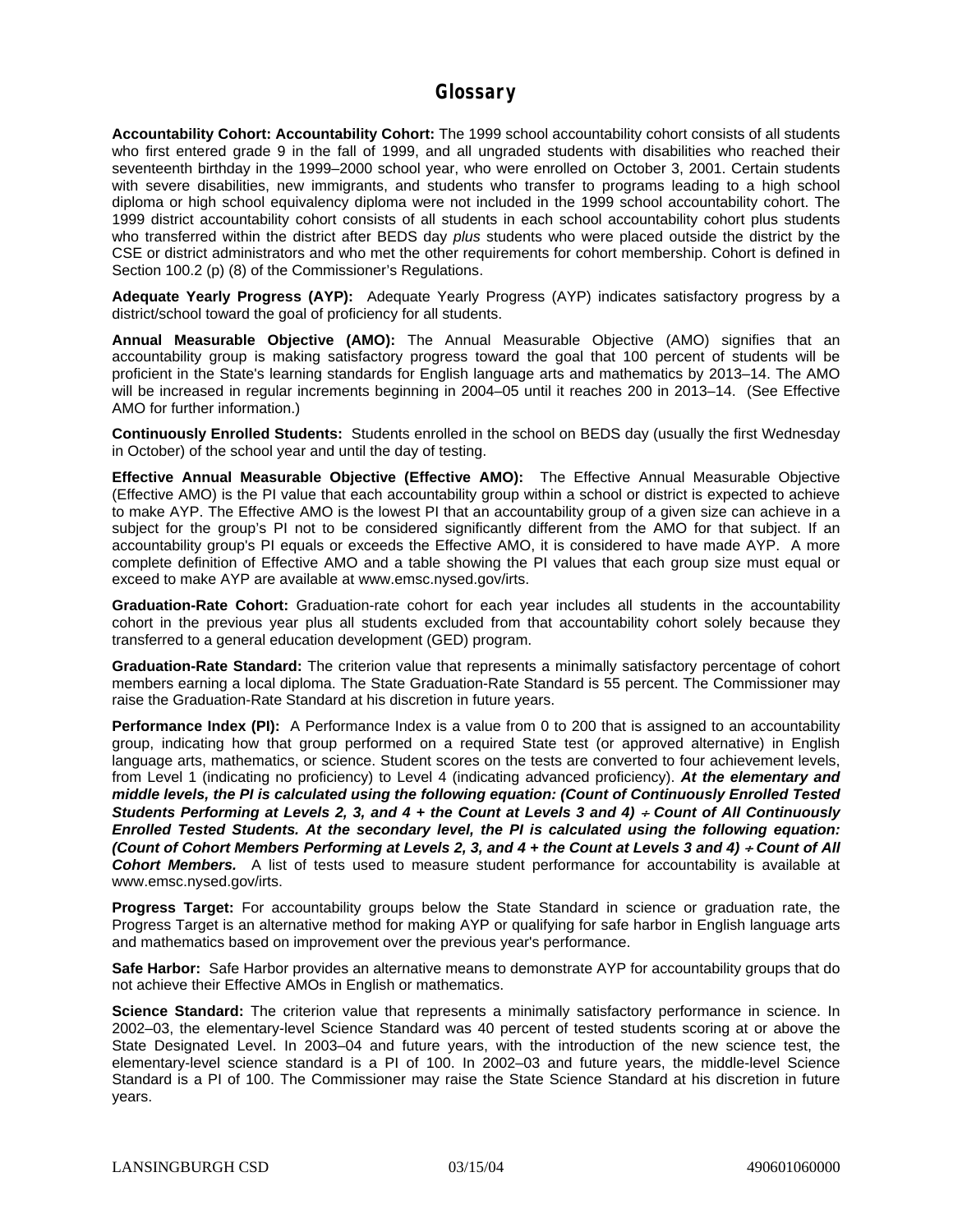# Glossary

**Accountability Cohort: Accountability Cohort:** The 1999 school accountability cohort consists of all students who first entered grade 9 in the fall of 1999, and all ungraded students with disabilities who reached their seventeenth birthday in the 1999–2000 school year, who were enrolled on October 3, 2001. Certain students with severe disabilities, new immigrants, and students who transfer to programs leading to a high school diploma or high school equivalency diploma were not included in the 1999 school accountability cohort. The 1999 district accountability cohort consists of all students in each school accountability cohort plus students who transferred within the district after BEDS day *plus* students who were placed outside the district by the CSE or district administrators and who met the other requirements for cohort membership. Cohort is defined in Section 100.2 (p) (8) of the Commissioner's Regulations.

**Adequate Yearly Progress (AYP):** Adequate Yearly Progress (AYP) indicates satisfactory progress by a district/school toward the goal of proficiency for all students.

**Annual Measurable Objective (AMO):** The Annual Measurable Objective (AMO) signifies that an accountability group is making satisfactory progress toward the goal that 100 percent of students will be proficient in the State's learning standards for English language arts and mathematics by 2013–14. The AMO will be increased in regular increments beginning in 2004–05 until it reaches 200 in 2013–14. (See Effective AMO for further information.)

**Continuously Enrolled Students:** Students enrolled in the school on BEDS day (usually the first Wednesday in October) of the school year and until the day of testing.

**Effective Annual Measurable Objective (Effective AMO):** The Effective Annual Measurable Objective (Effective AMO) is the PI value that each accountability group within a school or district is expected to achieve to make AYP. The Effective AMO is the lowest PI that an accountability group of a given size can achieve in a subject for the group's PI not to be considered significantly different from the AMO for that subject. If an accountability group's PI equals or exceeds the Effective AMO, it is considered to have made AYP. A more complete definition of Effective AMO and a table showing the PI values that each group size must equal or exceed to make AYP are available at www.emsc.nysed.gov/irts.

**Graduation-Rate Cohort:** Graduation-rate cohort for each year includes all students in the accountability cohort in the previous year plus all students excluded from that accountability cohort solely because they transferred to a general education development (GED) program.

**Graduation-Rate Standard:** The criterion value that represents a minimally satisfactory percentage of cohort members earning a local diploma. The State Graduation-Rate Standard is 55 percent. The Commissioner may raise the Graduation-Rate Standard at his discretion in future years.

**Performance Index (PI):** A Performance Index is a value from 0 to 200 that is assigned to an accountability group, indicating how that group performed on a required State test (or approved alternative) in English language arts, mathematics, or science. Student scores on the tests are converted to four achievement levels, from Level 1 (indicating no proficiency) to Level 4 (indicating advanced proficiency). ***At the elementary and middle levels, the PI is calculated using the following equation: (Count of Continuously Enrolled Tested Students Performing at Levels 2, 3, and 4 + the Count at Levels 3 and 4) ÷ Count of All Continuously Enrolled Tested Students. At the secondary level, the PI is calculated using the following equation: (Count of Cohort Members Performing at Levels 2, 3, and 4 + the Count at Levels 3 and 4) ÷ Count of All Cohort Members.*** A list of tests used to measure student performance for accountability is available at www.emsc.nysed.gov/irts.

**Progress Target:** For accountability groups below the State Standard in science or graduation rate, the Progress Target is an alternative method for making AYP or qualifying for safe harbor in English language arts and mathematics based on improvement over the previous year's performance.

**Safe Harbor:** Safe Harbor provides an alternative means to demonstrate AYP for accountability groups that do not achieve their Effective AMOs in English or mathematics.

**Science Standard:** The criterion value that represents a minimally satisfactory performance in science. In 2002–03, the elementary-level Science Standard was 40 percent of tested students scoring at or above the State Designated Level. In 2003–04 and future years, with the introduction of the new science test, the elementary-level science standard is a PI of 100. In 2002–03 and future years, the middle-level Science Standard is a PI of 100. The Commissioner may raise the State Science Standard at his discretion in future years.